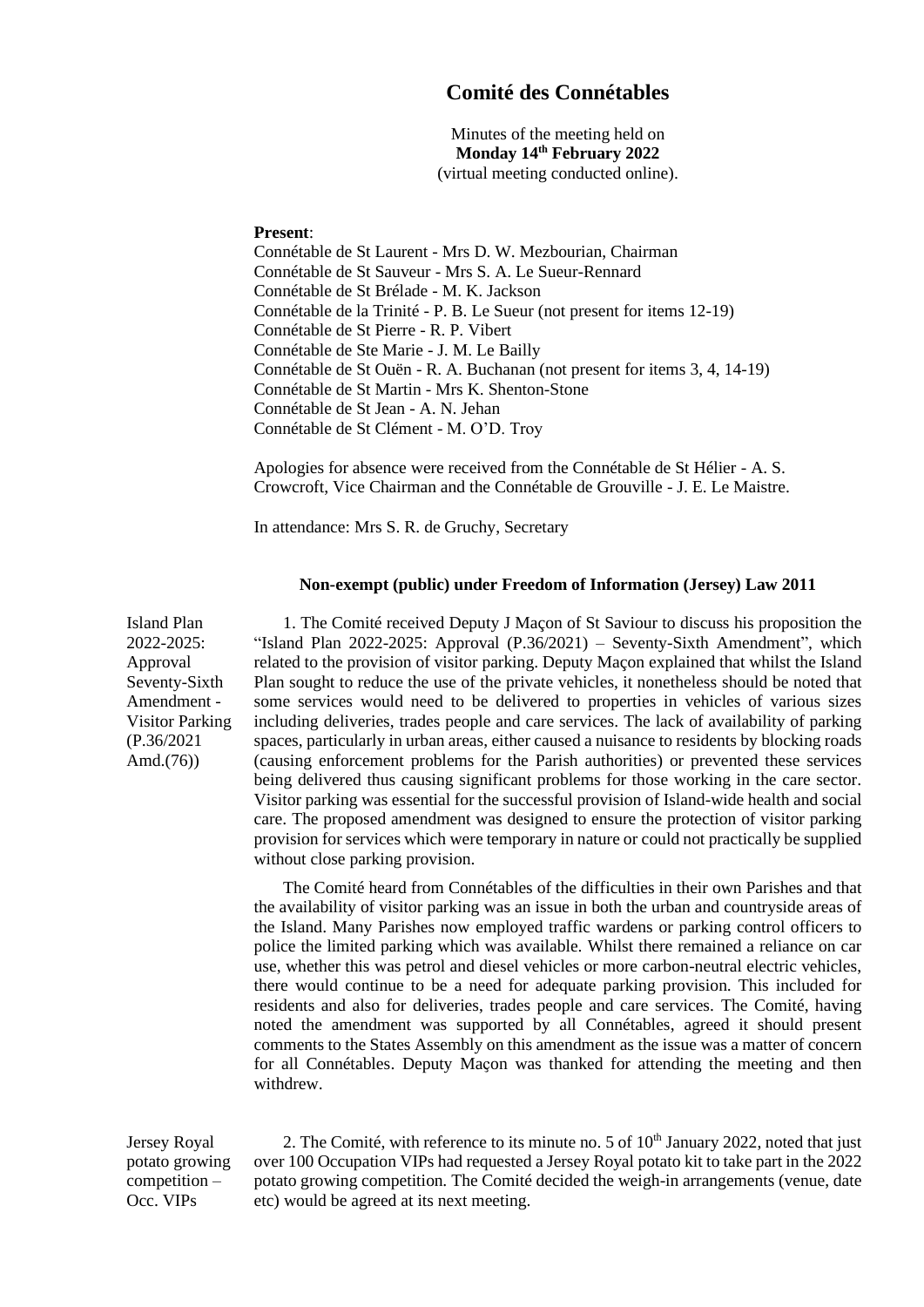# Comité des Connétables

Minutes of the meeting held on
**Monday 14th February 2022**
(virtual meeting conducted online).

**Present**:
Connétable de St Laurent - Mrs D. W. Mezbourian, Chairman
Connétable de St Sauveur - Mrs S. A. Le Sueur-Rennard
Connétable de St Brélade - M. K. Jackson
Connétable de la Trinité - P. B. Le Sueur (not present for items 12-19)
Connétable de St Pierre - R. P. Vibert
Connétable de Ste Marie - J. M. Le Bailly
Connétable de St Ouën - R. A. Buchanan (not present for items 3, 4, 14-19)
Connétable de St Martin - Mrs K. Shenton-Stone
Connétable de St Jean - A. N. Jehan
Connétable de St Clément - M. O'D. Troy

Apologies for absence were received from the Connétable de St Hélier - A. S. Crowcroft, Vice Chairman and the Connétable de Grouville - J. E. Le Maistre.

In attendance: Mrs S. R. de Gruchy, Secretary

**Non-exempt (public) under Freedom of Information (Jersey) Law 2011**

**Island Plan 2022-2025: Approval Seventy-Sixth Amendment - Visitor Parking (P.36/2021 Amd.(76))**

1. The Comité received Deputy J Maçon of St Saviour to discuss his proposition the "Island Plan 2022-2025: Approval (P.36/2021) – Seventy-Sixth Amendment", which related to the provision of visitor parking. Deputy Maçon explained that whilst the Island Plan sought to reduce the use of the private vehicles, it nonetheless should be noted that some services would need to be delivered to properties in vehicles of various sizes including deliveries, trades people and care services. The lack of availability of parking spaces, particularly in urban areas, either caused a nuisance to residents by blocking roads (causing enforcement problems for the Parish authorities) or prevented these services being delivered thus causing significant problems for those working in the care sector. Visitor parking was essential for the successful provision of Island-wide health and social care. The proposed amendment was designed to ensure the protection of visitor parking provision for services which were temporary in nature or could not practically be supplied without close parking provision.

The Comité heard from Connétables of the difficulties in their own Parishes and that the availability of visitor parking was an issue in both the urban and countryside areas of the Island. Many Parishes now employed traffic wardens or parking control officers to police the limited parking which was available. Whilst there remained a reliance on car use, whether this was petrol and diesel vehicles or more carbon-neutral electric vehicles, there would continue to be a need for adequate parking provision. This included for residents and also for deliveries, trades people and care services. The Comité, having noted the amendment was supported by all Connétables, agreed it should present comments to the States Assembly on this amendment as the issue was a matter of concern for all Connétables. Deputy Maçon was thanked for attending the meeting and then withdrew.

**Jersey Royal potato growing competition – Occ. VIPs**

2. The Comité, with reference to its minute no. 5 of 10th January 2022, noted that just over 100 Occupation VIPs had requested a Jersey Royal potato kit to take part in the 2022 potato growing competition. The Comité decided the weigh-in arrangements (venue, date etc) would be agreed at its next meeting.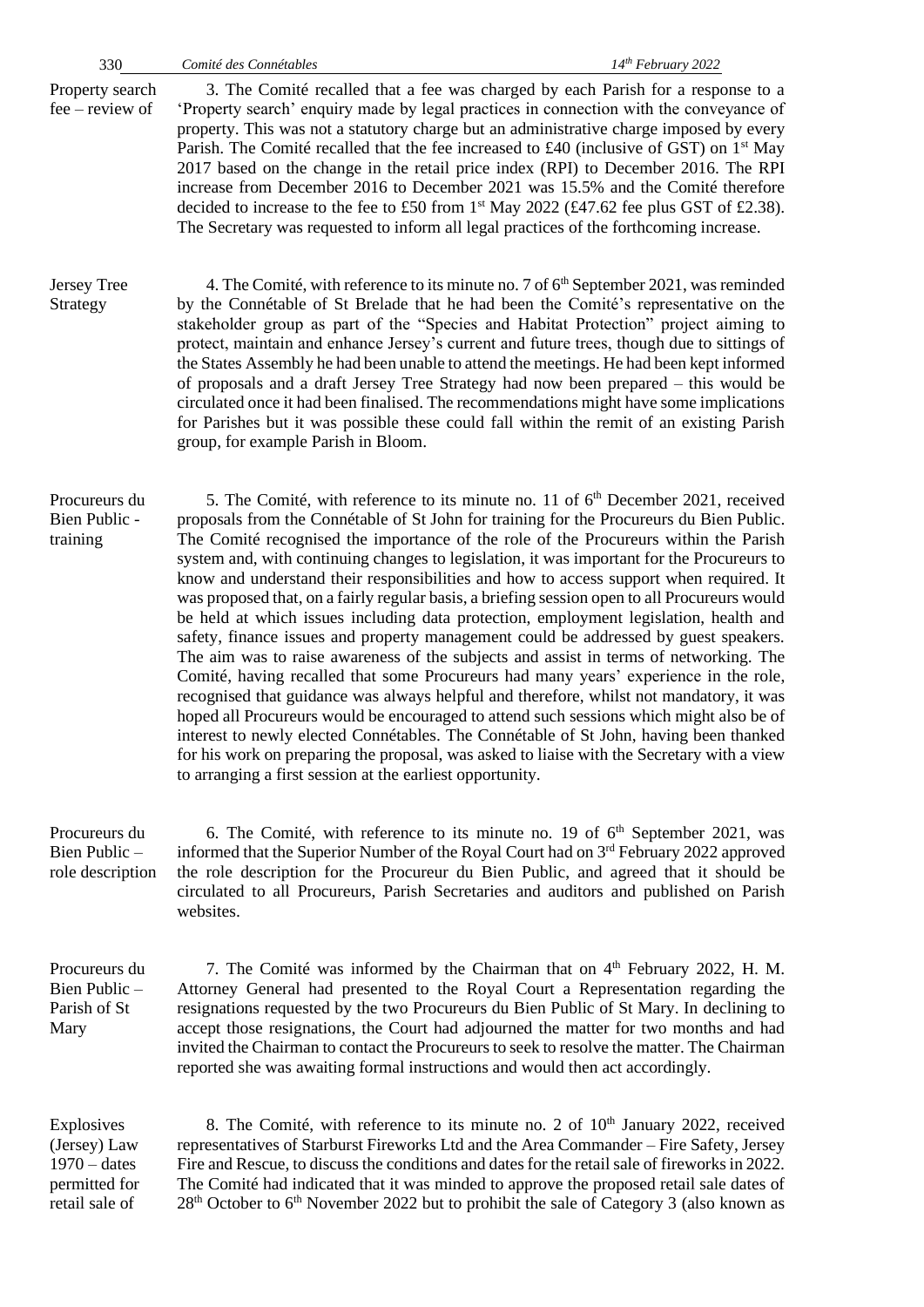**Property search fee – review of**

3. The Comité recalled that a fee was charged by each Parish for a response to a 'Property search' enquiry made by legal practices in connection with the conveyance of property. This was not a statutory charge but an administrative charge imposed by every Parish. The Comité recalled that the fee increased to £40 (inclusive of GST) on 1st May 2017 based on the change in the retail price index (RPI) to December 2016. The RPI increase from December 2016 to December 2021 was 15.5% and the Comité therefore decided to increase to the fee to £50 from 1st May 2022 (£47.62 fee plus GST of £2.38). The Secretary was requested to inform all legal practices of the forthcoming increase.

**Jersey Tree Strategy**

4. The Comité, with reference to its minute no. 7 of 6th September 2021, was reminded by the Connétable of St Brelade that he had been the Comité's representative on the stakeholder group as part of the "Species and Habitat Protection" project aiming to protect, maintain and enhance Jersey's current and future trees, though due to sittings of the States Assembly he had been unable to attend the meetings. He had been kept informed of proposals and a draft Jersey Tree Strategy had now been prepared – this would be circulated once it had been finalised. The recommendations might have some implications for Parishes but it was possible these could fall within the remit of an existing Parish group, for example Parish in Bloom.

**Procureurs du Bien Public - training**

5. The Comité, with reference to its minute no. 11 of 6th December 2021, received proposals from the Connétable of St John for training for the Procureurs du Bien Public. The Comité recognised the importance of the role of the Procureurs within the Parish system and, with continuing changes to legislation, it was important for the Procureurs to know and understand their responsibilities and how to access support when required. It was proposed that, on a fairly regular basis, a briefing session open to all Procureurs would be held at which issues including data protection, employment legislation, health and safety, finance issues and property management could be addressed by guest speakers. The aim was to raise awareness of the subjects and assist in terms of networking. The Comité, having recalled that some Procureurs had many years' experience in the role, recognised that guidance was always helpful and therefore, whilst not mandatory, it was hoped all Procureurs would be encouraged to attend such sessions which might also be of interest to newly elected Connétables. The Connétable of St John, having been thanked for his work on preparing the proposal, was asked to liaise with the Secretary with a view to arranging a first session at the earliest opportunity.

**Procureurs du Bien Public – role description**

6. The Comité, with reference to its minute no. 19 of 6th September 2021, was informed that the Superior Number of the Royal Court had on 3rd February 2022 approved the role description for the Procureur du Bien Public, and agreed that it should be circulated to all Procureurs, Parish Secretaries and auditors and published on Parish websites.

**Procureurs du Bien Public – Parish of St Mary**

7. The Comité was informed by the Chairman that on 4th February 2022, H. M. Attorney General had presented to the Royal Court a Representation regarding the resignations requested by the two Procureurs du Bien Public of St Mary. In declining to accept those resignations, the Court had adjourned the matter for two months and had invited the Chairman to contact the Procureurs to seek to resolve the matter. The Chairman reported she was awaiting formal instructions and would then act accordingly.

**Explosives (Jersey) Law 1970 – dates permitted for retail sale of**

8. The Comité, with reference to its minute no. 2 of 10th January 2022, received representatives of Starburst Fireworks Ltd and the Area Commander – Fire Safety, Jersey Fire and Rescue, to discuss the conditions and dates for the retail sale of fireworks in 2022. The Comité had indicated that it was minded to approve the proposed retail sale dates of 28th October to 6th November 2022 but to prohibit the sale of Category 3 (also known as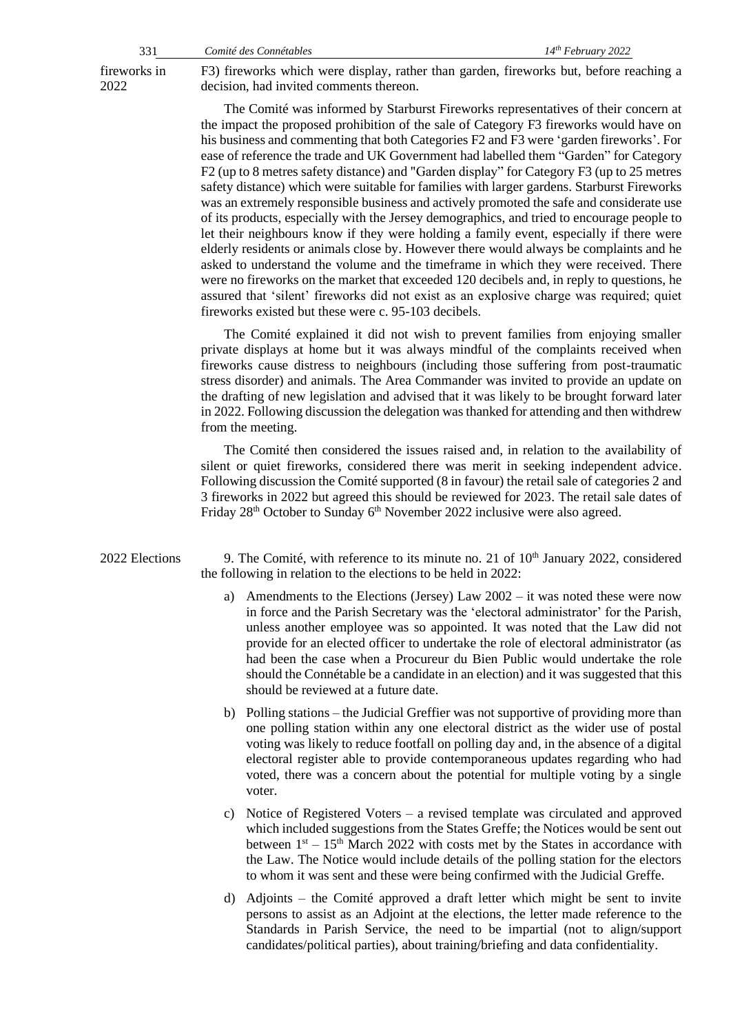fireworks in 2022

F3) fireworks which were display, rather than garden, fireworks but, before reaching a decision, had invited comments thereon.

The Comité was informed by Starburst Fireworks representatives of their concern at the impact the proposed prohibition of the sale of Category F3 fireworks would have on his business and commenting that both Categories F2 and F3 were 'garden fireworks'. For ease of reference the trade and UK Government had labelled them "Garden" for Category F2 (up to 8 metres safety distance) and "Garden display" for Category F3 (up to 25 metres safety distance) which were suitable for families with larger gardens. Starburst Fireworks was an extremely responsible business and actively promoted the safe and considerate use of its products, especially with the Jersey demographics, and tried to encourage people to let their neighbours know if they were holding a family event, especially if there were elderly residents or animals close by. However there would always be complaints and he asked to understand the volume and the timeframe in which they were received. There were no fireworks on the market that exceeded 120 decibels and, in reply to questions, he assured that 'silent' fireworks did not exist as an explosive charge was required; quiet fireworks existed but these were c. 95-103 decibels.

The Comité explained it did not wish to prevent families from enjoying smaller private displays at home but it was always mindful of the complaints received when fireworks cause distress to neighbours (including those suffering from post-traumatic stress disorder) and animals. The Area Commander was invited to provide an update on the drafting of new legislation and advised that it was likely to be brought forward later in 2022. Following discussion the delegation was thanked for attending and then withdrew from the meeting.

The Comité then considered the issues raised and, in relation to the availability of silent or quiet fireworks, considered there was merit in seeking independent advice. Following discussion the Comité supported (8 in favour) the retail sale of categories 2 and 3 fireworks in 2022 but agreed this should be reviewed for 2023. The retail sale dates of Friday 28th October to Sunday 6th November 2022 inclusive were also agreed.

2022 Elections

9. The Comité, with reference to its minute no. 21 of 10th January 2022, considered the following in relation to the elections to be held in 2022:

a) Amendments to the Elections (Jersey) Law 2002 – it was noted these were now in force and the Parish Secretary was the 'electoral administrator' for the Parish, unless another employee was so appointed. It was noted that the Law did not provide for an elected officer to undertake the role of electoral administrator (as had been the case when a Procureur du Bien Public would undertake the role should the Connétable be a candidate in an election) and it was suggested that this should be reviewed at a future date.

b) Polling stations – the Judicial Greffier was not supportive of providing more than one polling station within any one electoral district as the wider use of postal voting was likely to reduce footfall on polling day and, in the absence of a digital electoral register able to provide contemporaneous updates regarding who had voted, there was a concern about the potential for multiple voting by a single voter.

c) Notice of Registered Voters – a revised template was circulated and approved which included suggestions from the States Greffe; the Notices would be sent out between 1st – 15th March 2022 with costs met by the States in accordance with the Law. The Notice would include details of the polling station for the electors to whom it was sent and these were being confirmed with the Judicial Greffe.

d) Adjoints – the Comité approved a draft letter which might be sent to invite persons to assist as an Adjoint at the elections, the letter made reference to the Standards in Parish Service, the need to be impartial (not to align/support candidates/political parties), about training/briefing and data confidentiality.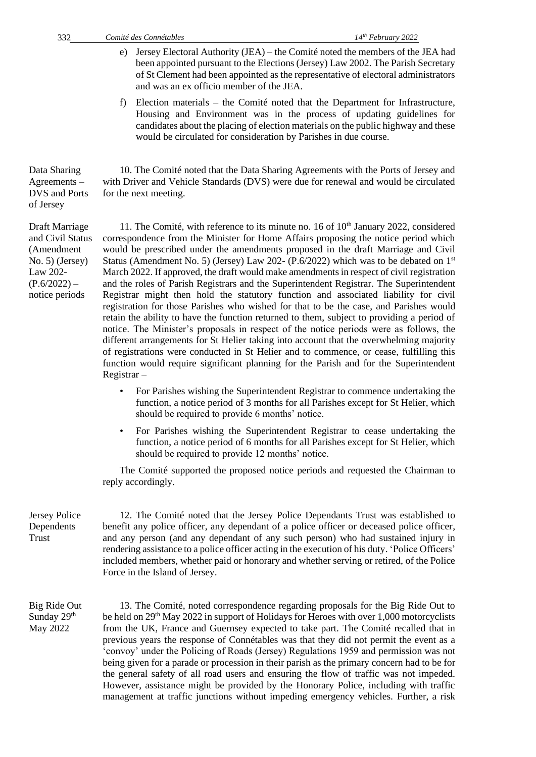e) Jersey Electoral Authority (JEA) – the Comité noted the members of the JEA had been appointed pursuant to the Elections (Jersey) Law 2002. The Parish Secretary of St Clement had been appointed as the representative of electoral administrators and was an ex officio member of the JEA.

f) Election materials – the Comité noted that the Department for Infrastructure, Housing and Environment was in the process of updating guidelines for candidates about the placing of election materials on the public highway and these would be circulated for consideration by Parishes in due course.

**Data Sharing Agreements – DVS and Ports of Jersey**

10. The Comité noted that the Data Sharing Agreements with the Ports of Jersey and with Driver and Vehicle Standards (DVS) were due for renewal and would be circulated for the next meeting.

**Draft Marriage and Civil Status (Amendment No. 5) (Jersey) Law 202- (P.6/2022) – notice periods**

11. The Comité, with reference to its minute no. 16 of 10th January 2022, considered correspondence from the Minister for Home Affairs proposing the notice period which would be prescribed under the amendments proposed in the draft Marriage and Civil Status (Amendment No. 5) (Jersey) Law 202- (P.6/2022) which was to be debated on 1st March 2022. If approved, the draft would make amendments in respect of civil registration and the roles of Parish Registrars and the Superintendent Registrar. The Superintendent Registrar might then hold the statutory function and associated liability for civil registration for those Parishes who wished for that to be the case, and Parishes would retain the ability to have the function returned to them, subject to providing a period of notice. The Minister's proposals in respect of the notice periods were as follows, the different arrangements for St Helier taking into account that the overwhelming majority of registrations were conducted in St Helier and to commence, or cease, fulfilling this function would require significant planning for the Parish and for the Superintendent Registrar –

- For Parishes wishing the Superintendent Registrar to commence undertaking the function, a notice period of 3 months for all Parishes except for St Helier, which should be required to provide 6 months' notice.
- For Parishes wishing the Superintendent Registrar to cease undertaking the function, a notice period of 6 months for all Parishes except for St Helier, which should be required to provide 12 months' notice.

The Comité supported the proposed notice periods and requested the Chairman to reply accordingly.

**Jersey Police Dependents Trust**

12. The Comité noted that the Jersey Police Dependants Trust was established to benefit any police officer, any dependant of a police officer or deceased police officer, and any person (and any dependant of any such person) who had sustained injury in rendering assistance to a police officer acting in the execution of his duty. 'Police Officers' included members, whether paid or honorary and whether serving or retired, of the Police Force in the Island of Jersey.

**Big Ride Out Sunday 29th May 2022**

13. The Comité, noted correspondence regarding proposals for the Big Ride Out to be held on 29th May 2022 in support of Holidays for Heroes with over 1,000 motorcyclists from the UK, France and Guernsey expected to take part. The Comité recalled that in previous years the response of Connétables was that they did not permit the event as a 'convoy' under the Policing of Roads (Jersey) Regulations 1959 and permission was not being given for a parade or procession in their parish as the primary concern had to be for the general safety of all road users and ensuring the flow of traffic was not impeded. However, assistance might be provided by the Honorary Police, including with traffic management at traffic junctions without impeding emergency vehicles. Further, a risk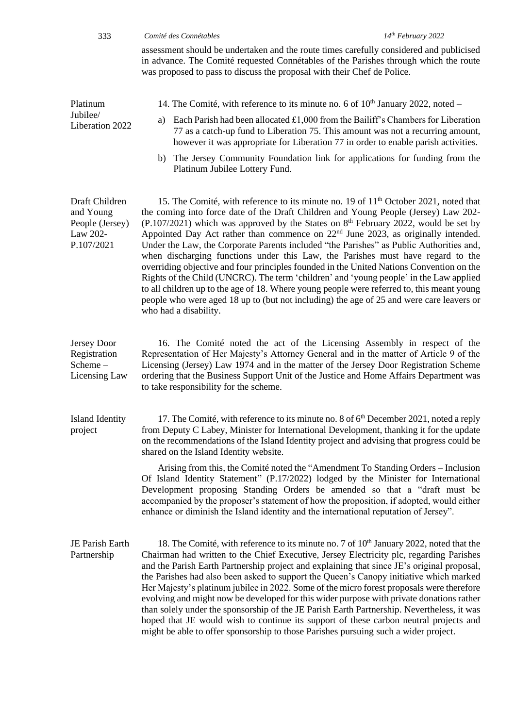assessment should be undertaken and the route times carefully considered and publicised in advance. The Comité requested Connétables of the Parishes through which the route was proposed to pass to discuss the proposal with their Chef de Police.

**Platinum Jubilee/ Liberation 2022**

14. The Comité, with reference to its minute no. 6 of 10th January 2022, noted –

a) Each Parish had been allocated £1,000 from the Bailiff's Chambers for Liberation 77 as a catch-up fund to Liberation 75. This amount was not a recurring amount, however it was appropriate for Liberation 77 in order to enable parish activities.

b) The Jersey Community Foundation link for applications for funding from the Platinum Jubilee Lottery Fund.

**Draft Children and Young People (Jersey) Law 202- P.107/2021**

15. The Comité, with reference to its minute no. 19 of 11th October 2021, noted that the coming into force date of the Draft Children and Young People (Jersey) Law 202- (P.107/2021) which was approved by the States on 8th February 2022, would be set by Appointed Day Act rather than commence on 22nd June 2023, as originally intended. Under the Law, the Corporate Parents included "the Parishes" as Public Authorities and, when discharging functions under this Law, the Parishes must have regard to the overriding objective and four principles founded in the United Nations Convention on the Rights of the Child (UNCRC). The term 'children' and 'young people' in the Law applied to all children up to the age of 18. Where young people were referred to, this meant young people who were aged 18 up to (but not including) the age of 25 and were care leavers or who had a disability.

**Jersey Door Registration Scheme – Licensing Law**

16. The Comité noted the act of the Licensing Assembly in respect of the Representation of Her Majesty's Attorney General and in the matter of Article 9 of the Licensing (Jersey) Law 1974 and in the matter of the Jersey Door Registration Scheme ordering that the Business Support Unit of the Justice and Home Affairs Department was to take responsibility for the scheme.

**Island Identity project**

17. The Comité, with reference to its minute no. 8 of 6th December 2021, noted a reply from Deputy C Labey, Minister for International Development, thanking it for the update on the recommendations of the Island Identity project and advising that progress could be shared on the Island Identity website.

Arising from this, the Comité noted the "Amendment To Standing Orders – Inclusion Of Island Identity Statement" (P.17/2022) lodged by the Minister for International Development proposing Standing Orders be amended so that a "draft must be accompanied by the proposer's statement of how the proposition, if adopted, would either enhance or diminish the Island identity and the international reputation of Jersey".

**JE Parish Earth Partnership**

18. The Comité, with reference to its minute no. 7 of 10th January 2022, noted that the Chairman had written to the Chief Executive, Jersey Electricity plc, regarding Parishes and the Parish Earth Partnership project and explaining that since JE's original proposal, the Parishes had also been asked to support the Queen's Canopy initiative which marked Her Majesty's platinum jubilee in 2022. Some of the micro forest proposals were therefore evolving and might now be developed for this wider purpose with private donations rather than solely under the sponsorship of the JE Parish Earth Partnership. Nevertheless, it was hoped that JE would wish to continue its support of these carbon neutral projects and might be able to offer sponsorship to those Parishes pursuing such a wider project.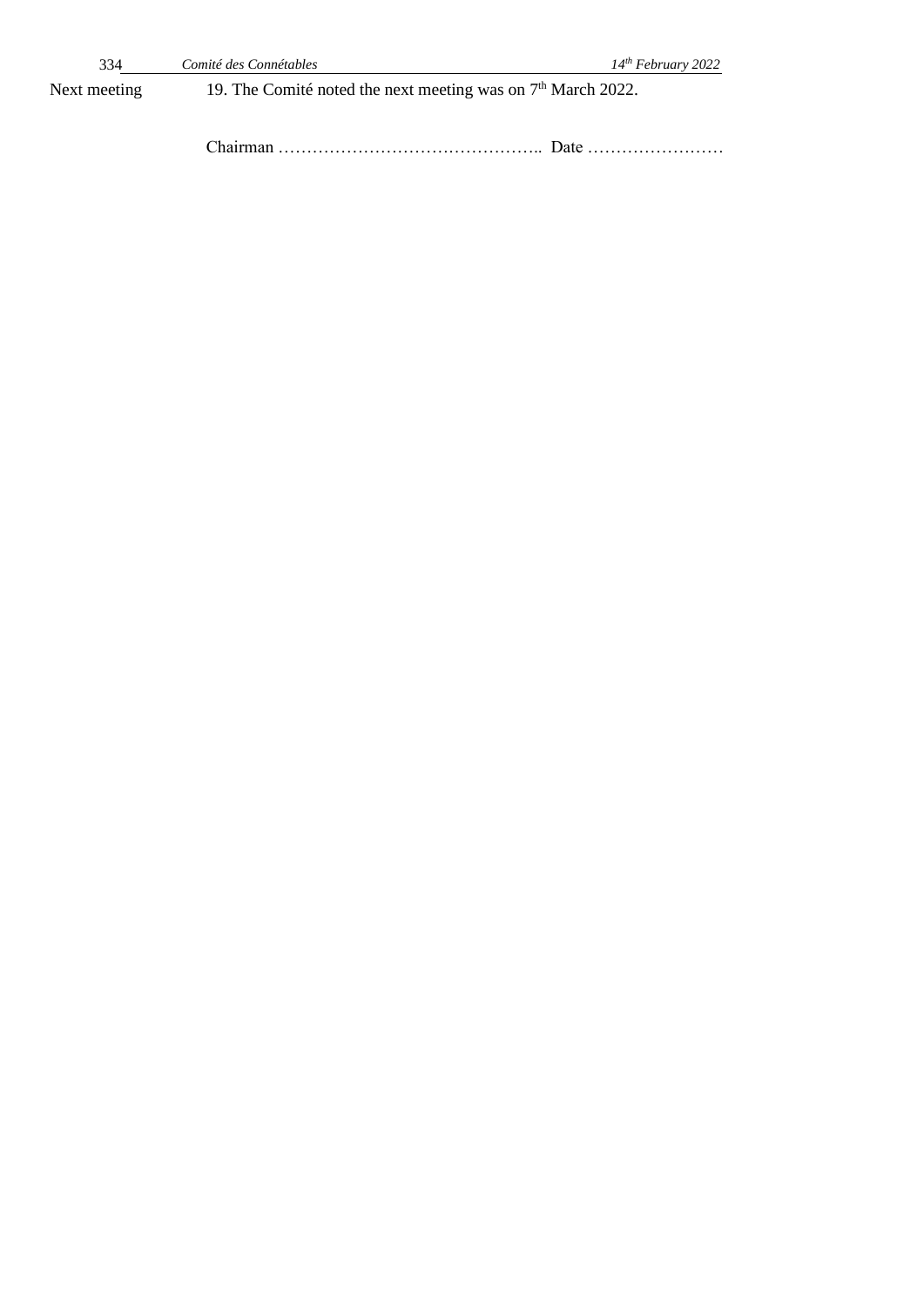Next meeting

19. The Comité noted the next meeting was on 7th March 2022.

Chairman ……………………………………….. Date ……………………